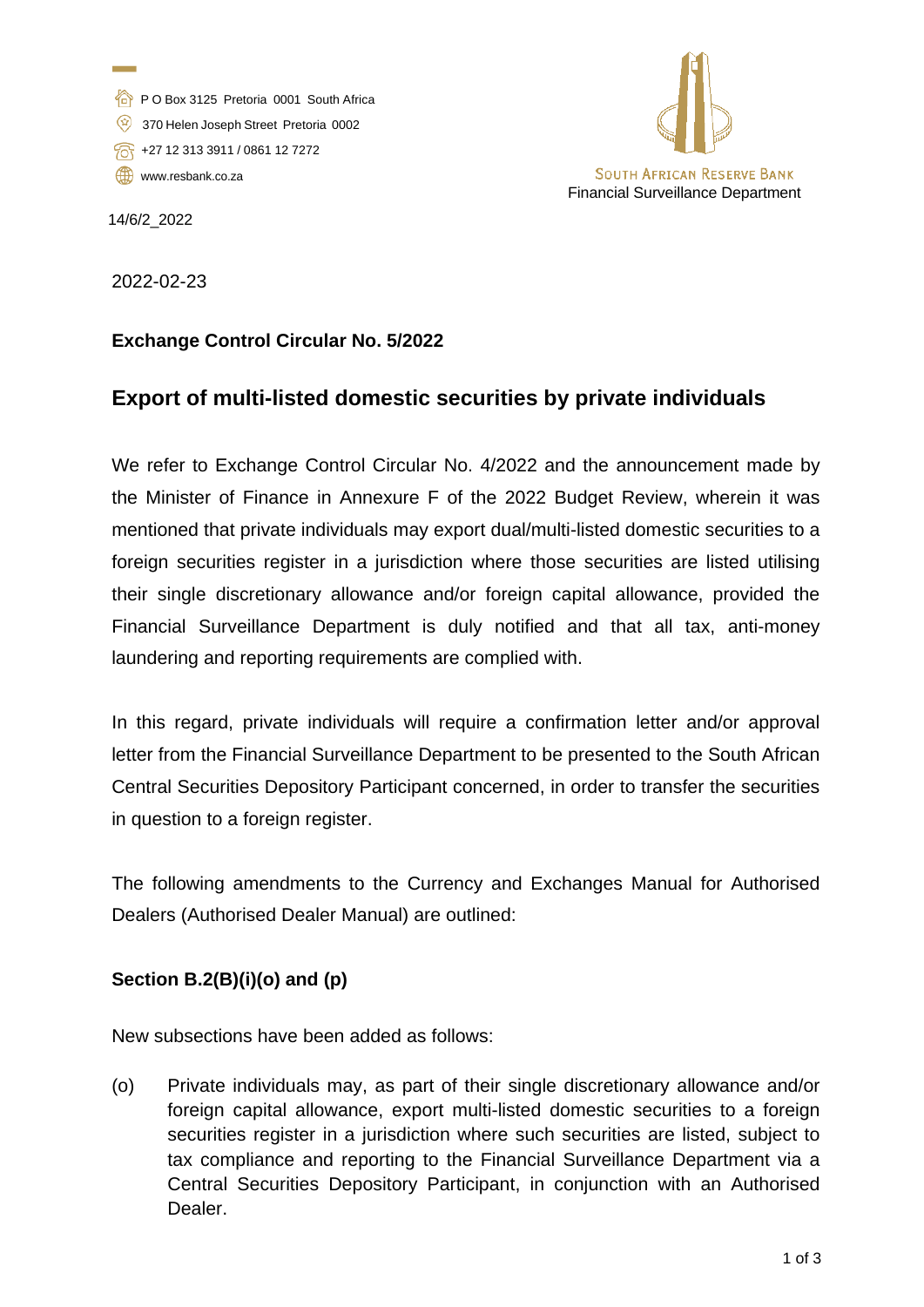P O Box 3125 Pretoria 0001 South Africa
370 Helen Joseph Street Pretoria 0002
+27 12 313 3911 / 0861 12 7272
www.resbank.co.za

SOUTH AFRICAN RESERVE BANK
Financial Surveillance Department

14/6/2_2022

2022-02-23

**Exchange Control Circular No. 5/2022**

## Export of multi-listed domestic securities by private individuals

We refer to Exchange Control Circular No. 4/2022 and the announcement made by the Minister of Finance in Annexure F of the 2022 Budget Review, wherein it was mentioned that private individuals may export dual/multi-listed domestic securities to a foreign securities register in a jurisdiction where those securities are listed utilising their single discretionary allowance and/or foreign capital allowance, provided the Financial Surveillance Department is duly notified and that all tax, anti-money laundering and reporting requirements are complied with.

In this regard, private individuals will require a confirmation letter and/or approval letter from the Financial Surveillance Department to be presented to the South African Central Securities Depository Participant concerned, in order to transfer the securities in question to a foreign register.

The following amendments to the Currency and Exchanges Manual for Authorised Dealers (Authorised Dealer Manual) are outlined:

**Section B.2(B)(i)(o) and (p)**

New subsections have been added as follows:

(o) Private individuals may, as part of their single discretionary allowance and/or foreign capital allowance, export multi-listed domestic securities to a foreign securities register in a jurisdiction where such securities are listed, subject to tax compliance and reporting to the Financial Surveillance Department via a Central Securities Depository Participant, in conjunction with an Authorised Dealer.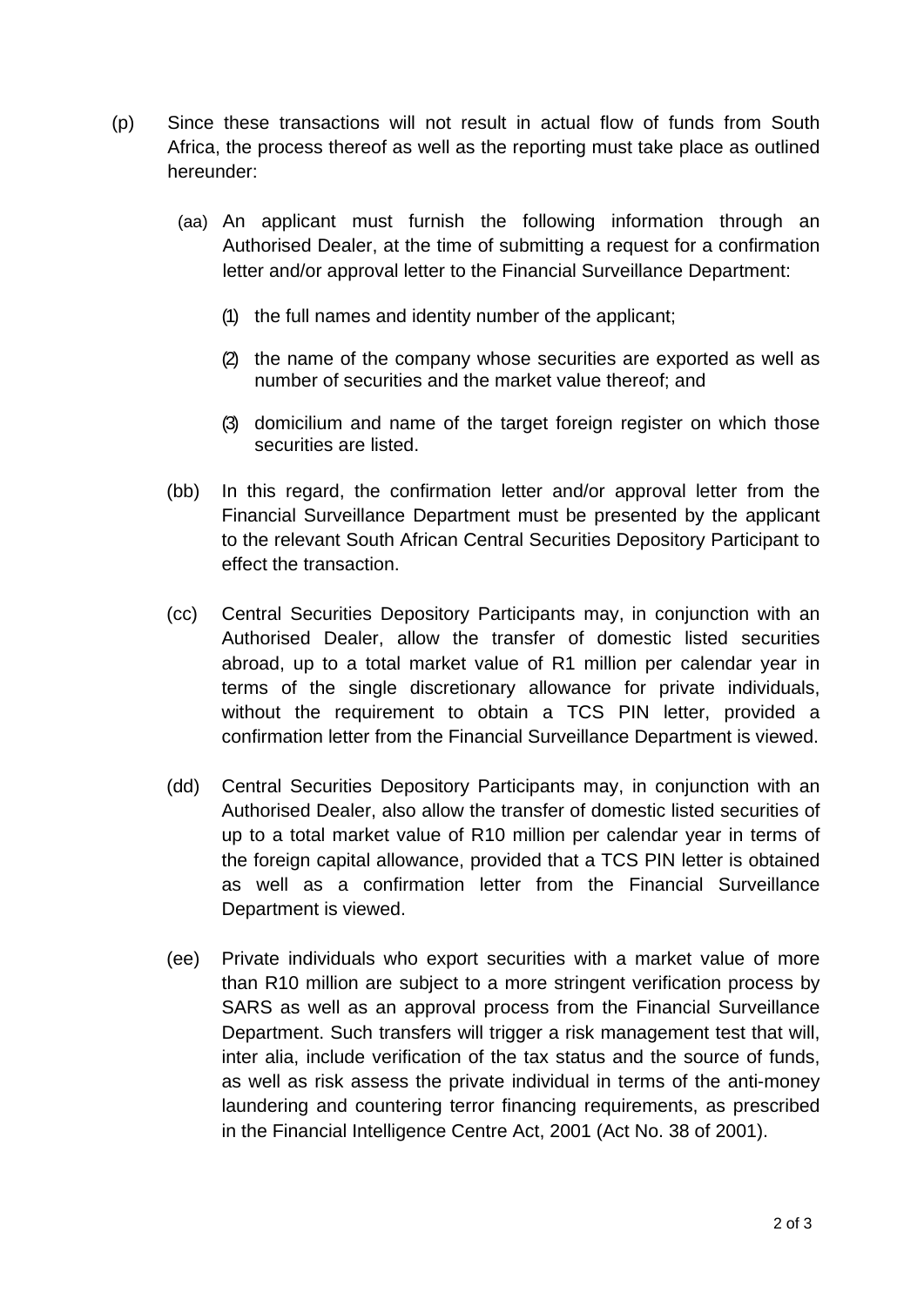(p) Since these transactions will not result in actual flow of funds from South Africa, the process thereof as well as the reporting must take place as outlined hereunder:

  (aa) An applicant must furnish the following information through an Authorised Dealer, at the time of submitting a request for a confirmation letter and/or approval letter to the Financial Surveillance Department:

    (1) the full names and identity number of the applicant;

    (2) the name of the company whose securities are exported as well as number of securities and the market value thereof; and

    (3) domicilium and name of the target foreign register on which those securities are listed.

  (bb) In this regard, the confirmation letter and/or approval letter from the Financial Surveillance Department must be presented by the applicant to the relevant South African Central Securities Depository Participant to effect the transaction.

  (cc) Central Securities Depository Participants may, in conjunction with an Authorised Dealer, allow the transfer of domestic listed securities abroad, up to a total market value of R1 million per calendar year in terms of the single discretionary allowance for private individuals, without the requirement to obtain a TCS PIN letter, provided a confirmation letter from the Financial Surveillance Department is viewed.

  (dd) Central Securities Depository Participants may, in conjunction with an Authorised Dealer, also allow the transfer of domestic listed securities of up to a total market value of R10 million per calendar year in terms of the foreign capital allowance, provided that a TCS PIN letter is obtained as well as a confirmation letter from the Financial Surveillance Department is viewed.

  (ee) Private individuals who export securities with a market value of more than R10 million are subject to a more stringent verification process by SARS as well as an approval process from the Financial Surveillance Department. Such transfers will trigger a risk management test that will, inter alia, include verification of the tax status and the source of funds, as well as risk assess the private individual in terms of the anti-money laundering and countering terror financing requirements, as prescribed in the Financial Intelligence Centre Act, 2001 (Act No. 38 of 2001).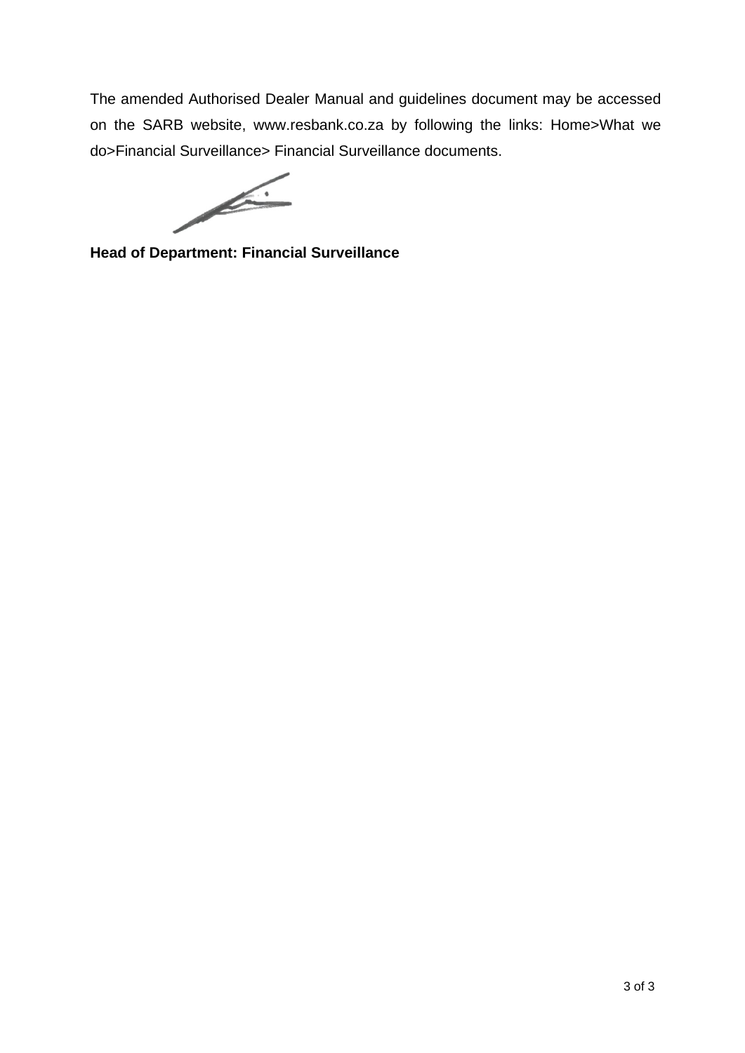The amended Authorised Dealer Manual and guidelines document may be accessed on the SARB website, www.resbank.co.za by following the links: Home>What we do>Financial Surveillance> Financial Surveillance documents.

**Head of Department: Financial Surveillance**